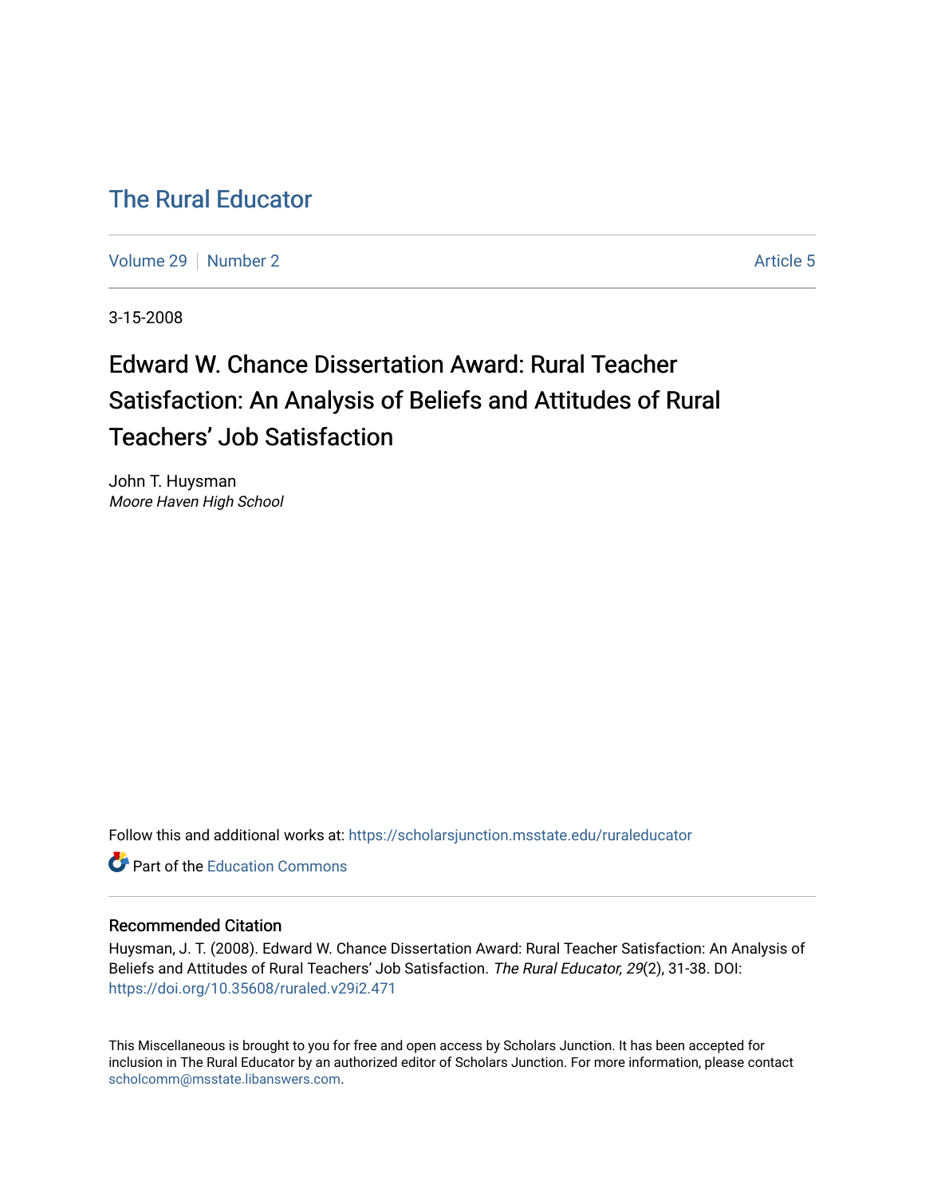# The Rural Educator

Volume 29 | Number 2 | Article 5

3-15-2008

## Edward W. Chance Dissertation Award: Rural Teacher Satisfaction: An Analysis of Beliefs and Attitudes of Rural Teachers' Job Satisfaction

John T. Huysman
*Moore Haven High School*

Follow this and additional works at: https://scholarsjunction.msstate.edu/ruraleducator

Part of the Education Commons

### Recommended Citation

Huysman, J. T. (2008). Edward W. Chance Dissertation Award: Rural Teacher Satisfaction: An Analysis of Beliefs and Attitudes of Rural Teachers' Job Satisfaction. *The Rural Educator, 29*(2), 31-38. DOI: https://doi.org/10.35608/ruraled.v29i2.471

This Miscellaneous is brought to you for free and open access by Scholars Junction. It has been accepted for inclusion in The Rural Educator by an authorized editor of Scholars Junction. For more information, please contact scholcomm@msstate.libanswers.com.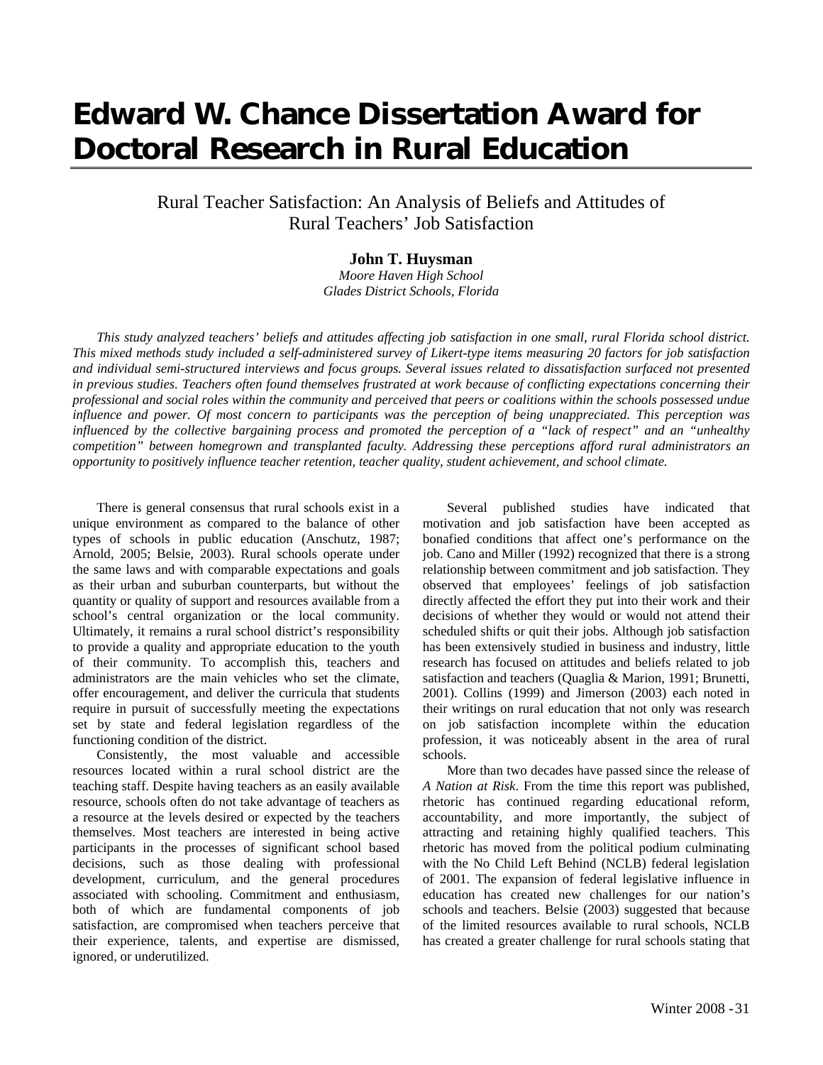# Edward W. Chance Dissertation Award for Doctoral Research in Rural Education

## Rural Teacher Satisfaction: An Analysis of Beliefs and Attitudes of Rural Teachers' Job Satisfaction

**John T. Huysman**
*Moore Haven High School*
*Glades District Schools, Florida*

*This study analyzed teachers' beliefs and attitudes affecting job satisfaction in one small, rural Florida school district. This mixed methods study included a self-administered survey of Likert-type items measuring 20 factors for job satisfaction and individual semi-structured interviews and focus groups. Several issues related to dissatisfaction surfaced not presented in previous studies. Teachers often found themselves frustrated at work because of conflicting expectations concerning their professional and social roles within the community and perceived that peers or coalitions within the schools possessed undue influence and power. Of most concern to participants was the perception of being unappreciated. This perception was influenced by the collective bargaining process and promoted the perception of a "lack of respect" and an "unhealthy competition" between homegrown and transplanted faculty. Addressing these perceptions afford rural administrators an opportunity to positively influence teacher retention, teacher quality, student achievement, and school climate.*

There is general consensus that rural schools exist in a unique environment as compared to the balance of other types of schools in public education (Anschutz, 1987; Arnold, 2005; Belsie, 2003). Rural schools operate under the same laws and with comparable expectations and goals as their urban and suburban counterparts, but without the quantity or quality of support and resources available from a school's central organization or the local community. Ultimately, it remains a rural school district's responsibility to provide a quality and appropriate education to the youth of their community. To accomplish this, teachers and administrators are the main vehicles who set the climate, offer encouragement, and deliver the curricula that students require in pursuit of successfully meeting the expectations set by state and federal legislation regardless of the functioning condition of the district.

Consistently, the most valuable and accessible resources located within a rural school district are the teaching staff. Despite having teachers as an easily available resource, schools often do not take advantage of teachers as a resource at the levels desired or expected by the teachers themselves. Most teachers are interested in being active participants in the processes of significant school based decisions, such as those dealing with professional development, curriculum, and the general procedures associated with schooling. Commitment and enthusiasm, both of which are fundamental components of job satisfaction, are compromised when teachers perceive that their experience, talents, and expertise are dismissed, ignored, or underutilized.

Several published studies have indicated that motivation and job satisfaction have been accepted as bonafied conditions that affect one's performance on the job. Cano and Miller (1992) recognized that there is a strong relationship between commitment and job satisfaction. They observed that employees' feelings of job satisfaction directly affected the effort they put into their work and their decisions of whether they would or would not attend their scheduled shifts or quit their jobs. Although job satisfaction has been extensively studied in business and industry, little research has focused on attitudes and beliefs related to job satisfaction and teachers (Quaglia & Marion, 1991; Brunetti, 2001). Collins (1999) and Jimerson (2003) each noted in their writings on rural education that not only was research on job satisfaction incomplete within the education profession, it was noticeably absent in the area of rural schools.

More than two decades have passed since the release of *A Nation at Risk*. From the time this report was published, rhetoric has continued regarding educational reform, accountability, and more importantly, the subject of attracting and retaining highly qualified teachers. This rhetoric has moved from the political podium culminating with the No Child Left Behind (NCLB) federal legislation of 2001. The expansion of federal legislative influence in education has created new challenges for our nation's schools and teachers. Belsie (2003) suggested that because of the limited resources available to rural schools, NCLB has created a greater challenge for rural schools stating that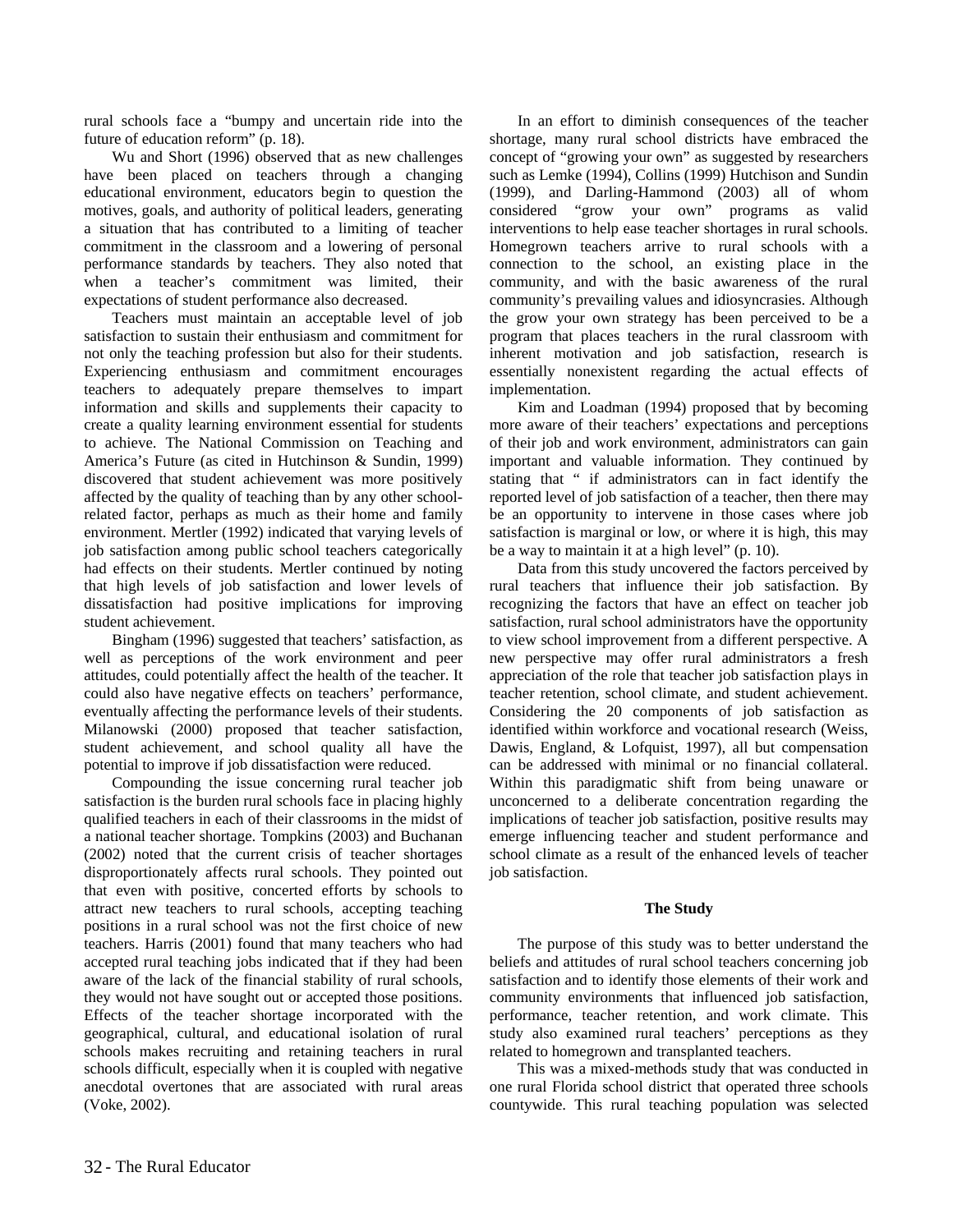rural schools face a "bumpy and uncertain ride into the future of education reform" (p. 18).

Wu and Short (1996) observed that as new challenges have been placed on teachers through a changing educational environment, educators begin to question the motives, goals, and authority of political leaders, generating a situation that has contributed to a limiting of teacher commitment in the classroom and a lowering of personal performance standards by teachers. They also noted that when a teacher's commitment was limited, their expectations of student performance also decreased.

Teachers must maintain an acceptable level of job satisfaction to sustain their enthusiasm and commitment for not only the teaching profession but also for their students. Experiencing enthusiasm and commitment encourages teachers to adequately prepare themselves to impart information and skills and supplements their capacity to create a quality learning environment essential for students to achieve. The National Commission on Teaching and America's Future (as cited in Hutchinson & Sundin, 1999) discovered that student achievement was more positively affected by the quality of teaching than by any other school-related factor, perhaps as much as their home and family environment. Mertler (1992) indicated that varying levels of job satisfaction among public school teachers categorically had effects on their students. Mertler continued by noting that high levels of job satisfaction and lower levels of dissatisfaction had positive implications for improving student achievement.

Bingham (1996) suggested that teachers' satisfaction, as well as perceptions of the work environment and peer attitudes, could potentially affect the health of the teacher. It could also have negative effects on teachers' performance, eventually affecting the performance levels of their students. Milanowski (2000) proposed that teacher satisfaction, student achievement, and school quality all have the potential to improve if job dissatisfaction were reduced.

Compounding the issue concerning rural teacher job satisfaction is the burden rural schools face in placing highly qualified teachers in each of their classrooms in the midst of a national teacher shortage. Tompkins (2003) and Buchanan (2002) noted that the current crisis of teacher shortages disproportionately affects rural schools. They pointed out that even with positive, concerted efforts by schools to attract new teachers to rural schools, accepting teaching positions in a rural school was not the first choice of new teachers. Harris (2001) found that many teachers who had accepted rural teaching jobs indicated that if they had been aware of the lack of the financial stability of rural schools, they would not have sought out or accepted those positions. Effects of the teacher shortage incorporated with the geographical, cultural, and educational isolation of rural schools makes recruiting and retaining teachers in rural schools difficult, especially when it is coupled with negative anecdotal overtones that are associated with rural areas (Voke, 2002).

In an effort to diminish consequences of the teacher shortage, many rural school districts have embraced the concept of "growing your own" as suggested by researchers such as Lemke (1994), Collins (1999) Hutchison and Sundin (1999), and Darling-Hammond (2003) all of whom considered "grow your own" programs as valid interventions to help ease teacher shortages in rural schools. Homegrown teachers arrive to rural schools with a connection to the school, an existing place in the community, and with the basic awareness of the rural community's prevailing values and idiosyncrasies. Although the grow your own strategy has been perceived to be a program that places teachers in the rural classroom with inherent motivation and job satisfaction, research is essentially nonexistent regarding the actual effects of implementation.

Kim and Loadman (1994) proposed that by becoming more aware of their teachers' expectations and perceptions of their job and work environment, administrators can gain important and valuable information. They continued by stating that " if administrators can in fact identify the reported level of job satisfaction of a teacher, then there may be an opportunity to intervene in those cases where job satisfaction is marginal or low, or where it is high, this may be a way to maintain it at a high level" (p. 10).

Data from this study uncovered the factors perceived by rural teachers that influence their job satisfaction. By recognizing the factors that have an effect on teacher job satisfaction, rural school administrators have the opportunity to view school improvement from a different perspective. A new perspective may offer rural administrators a fresh appreciation of the role that teacher job satisfaction plays in teacher retention, school climate, and student achievement. Considering the 20 components of job satisfaction as identified within workforce and vocational research (Weiss, Dawis, England, & Lofquist, 1997), all but compensation can be addressed with minimal or no financial collateral. Within this paradigmatic shift from being unaware or unconcerned to a deliberate concentration regarding the implications of teacher job satisfaction, positive results may emerge influencing teacher and student performance and school climate as a result of the enhanced levels of teacher job satisfaction.

## The Study

The purpose of this study was to better understand the beliefs and attitudes of rural school teachers concerning job satisfaction and to identify those elements of their work and community environments that influenced job satisfaction, performance, teacher retention, and work climate. This study also examined rural teachers' perceptions as they related to homegrown and transplanted teachers.

This was a mixed-methods study that was conducted in one rural Florida school district that operated three schools countywide. This rural teaching population was selected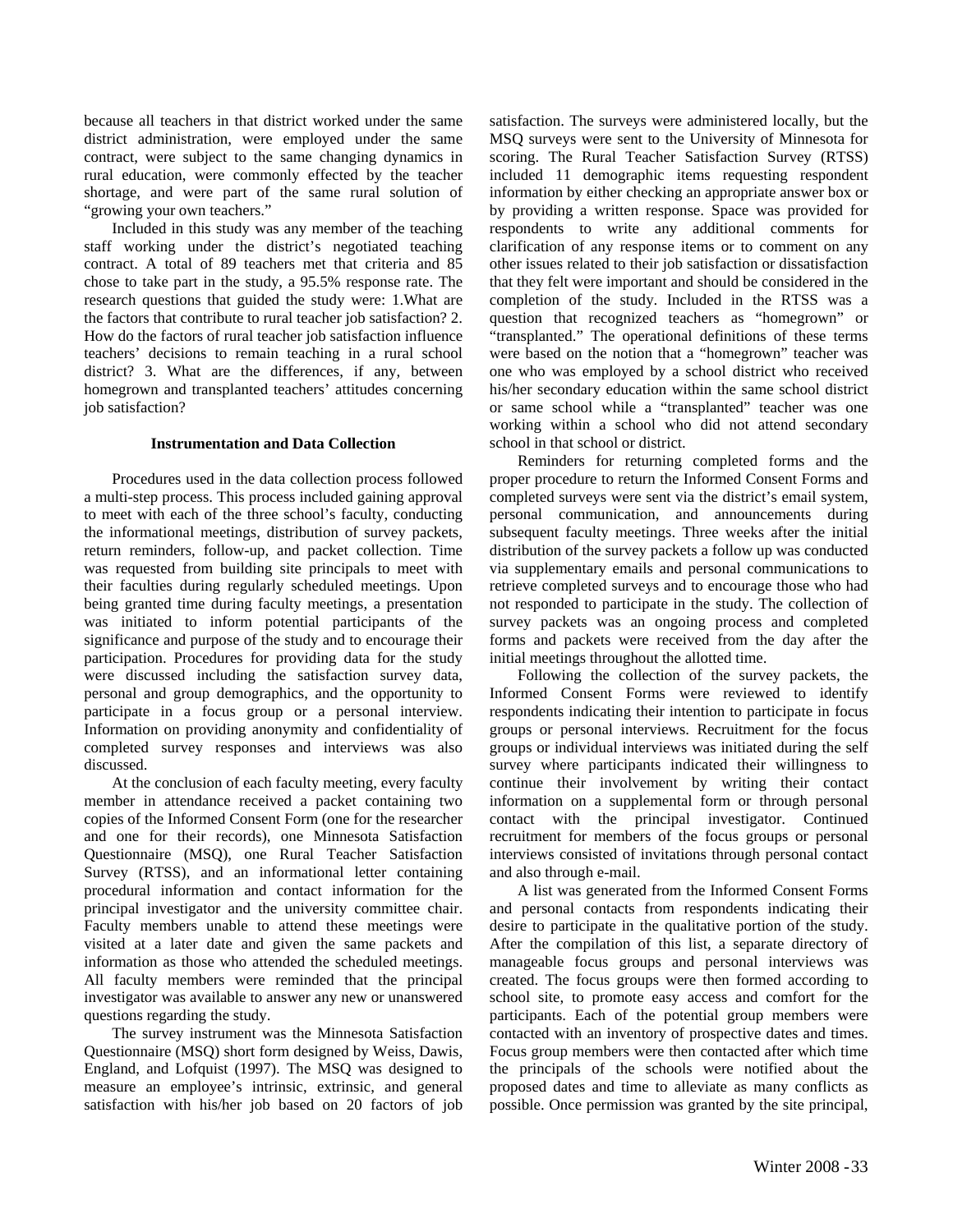because all teachers in that district worked under the same district administration, were employed under the same contract, were subject to the same changing dynamics in rural education, were commonly effected by the teacher shortage, and were part of the same rural solution of "growing your own teachers."

Included in this study was any member of the teaching staff working under the district's negotiated teaching contract. A total of 89 teachers met that criteria and 85 chose to take part in the study, a 95.5% response rate. The research questions that guided the study were: 1.What are the factors that contribute to rural teacher job satisfaction? 2. How do the factors of rural teacher job satisfaction influence teachers' decisions to remain teaching in a rural school district? 3. What are the differences, if any, between homegrown and transplanted teachers' attitudes concerning job satisfaction?

### Instrumentation and Data Collection

Procedures used in the data collection process followed a multi-step process. This process included gaining approval to meet with each of the three school's faculty, conducting the informational meetings, distribution of survey packets, return reminders, follow-up, and packet collection. Time was requested from building site principals to meet with their faculties during regularly scheduled meetings. Upon being granted time during faculty meetings, a presentation was initiated to inform potential participants of the significance and purpose of the study and to encourage their participation. Procedures for providing data for the study were discussed including the satisfaction survey data, personal and group demographics, and the opportunity to participate in a focus group or a personal interview. Information on providing anonymity and confidentiality of completed survey responses and interviews was also discussed.

At the conclusion of each faculty meeting, every faculty member in attendance received a packet containing two copies of the Informed Consent Form (one for the researcher and one for their records), one Minnesota Satisfaction Questionnaire (MSQ), one Rural Teacher Satisfaction Survey (RTSS), and an informational letter containing procedural information and contact information for the principal investigator and the university committee chair. Faculty members unable to attend these meetings were visited at a later date and given the same packets and information as those who attended the scheduled meetings. All faculty members were reminded that the principal investigator was available to answer any new or unanswered questions regarding the study.

The survey instrument was the Minnesota Satisfaction Questionnaire (MSQ) short form designed by Weiss, Dawis, England, and Lofquist (1997). The MSQ was designed to measure an employee's intrinsic, extrinsic, and general satisfaction with his/her job based on 20 factors of job satisfaction. The surveys were administered locally, but the MSQ surveys were sent to the University of Minnesota for scoring. The Rural Teacher Satisfaction Survey (RTSS) included 11 demographic items requesting respondent information by either checking an appropriate answer box or by providing a written response. Space was provided for respondents to write any additional comments for clarification of any response items or to comment on any other issues related to their job satisfaction or dissatisfaction that they felt were important and should be considered in the completion of the study. Included in the RTSS was a question that recognized teachers as "homegrown" or "transplanted." The operational definitions of these terms were based on the notion that a "homegrown" teacher was one who was employed by a school district who received his/her secondary education within the same school district or same school while a "transplanted" teacher was one working within a school who did not attend secondary school in that school or district.

Reminders for returning completed forms and the proper procedure to return the Informed Consent Forms and completed surveys were sent via the district's email system, personal communication, and announcements during subsequent faculty meetings. Three weeks after the initial distribution of the survey packets a follow up was conducted via supplementary emails and personal communications to retrieve completed surveys and to encourage those who had not responded to participate in the study. The collection of survey packets was an ongoing process and completed forms and packets were received from the day after the initial meetings throughout the allotted time.

Following the collection of the survey packets, the Informed Consent Forms were reviewed to identify respondents indicating their intention to participate in focus groups or personal interviews. Recruitment for the focus groups or individual interviews was initiated during the self survey where participants indicated their willingness to continue their involvement by writing their contact information on a supplemental form or through personal contact with the principal investigator. Continued recruitment for members of the focus groups or personal interviews consisted of invitations through personal contact and also through e-mail.

A list was generated from the Informed Consent Forms and personal contacts from respondents indicating their desire to participate in the qualitative portion of the study. After the compilation of this list, a separate directory of manageable focus groups and personal interviews was created. The focus groups were then formed according to school site, to promote easy access and comfort for the participants. Each of the potential group members were contacted with an inventory of prospective dates and times. Focus group members were then contacted after which time the principals of the schools were notified about the proposed dates and time to alleviate as many conflicts as possible. Once permission was granted by the site principal,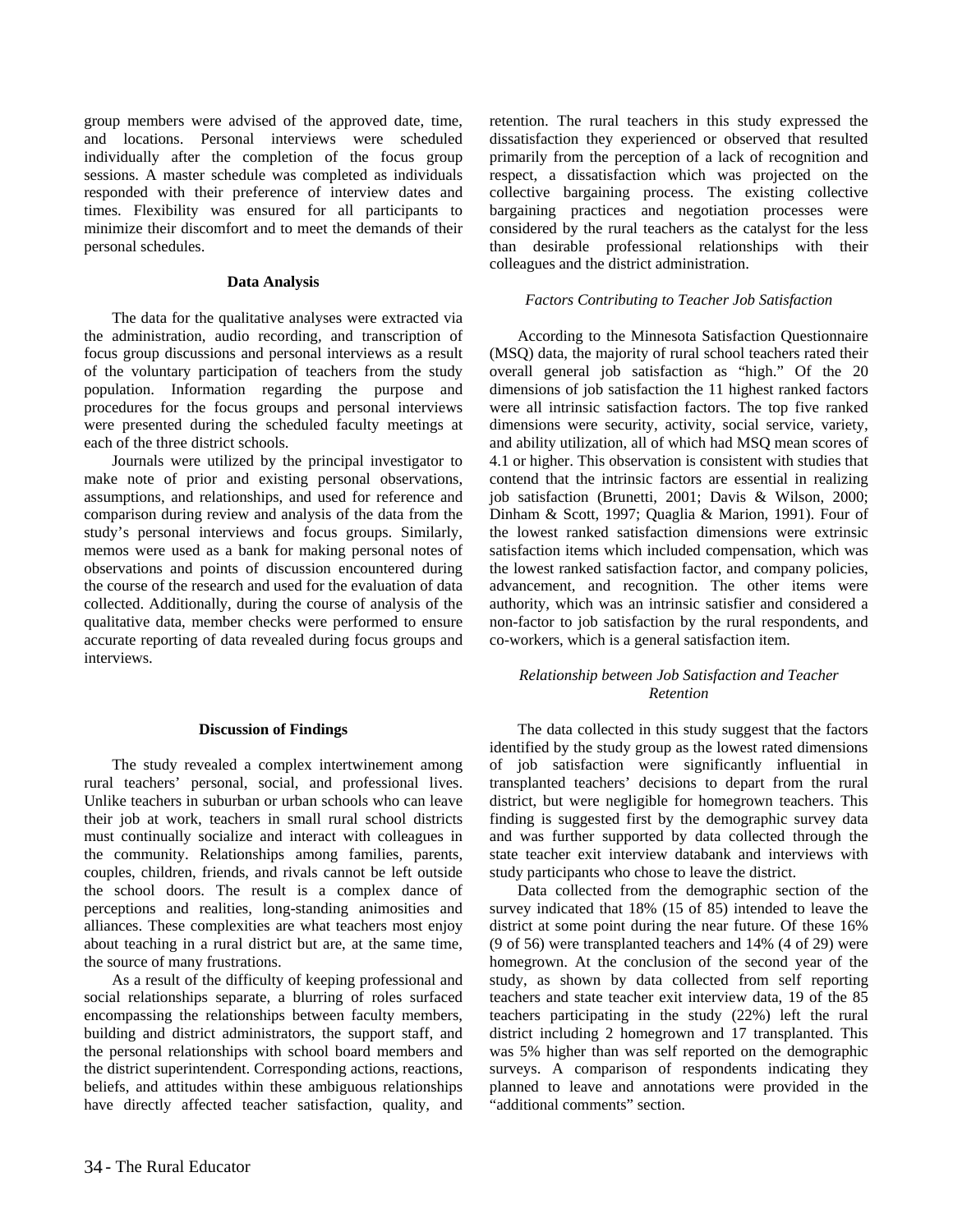group members were advised of the approved date, time, and locations. Personal interviews were scheduled individually after the completion of the focus group sessions. A master schedule was completed as individuals responded with their preference of interview dates and times. Flexibility was ensured for all participants to minimize their discomfort and to meet the demands of their personal schedules.

### Data Analysis

The data for the qualitative analyses were extracted via the administration, audio recording, and transcription of focus group discussions and personal interviews as a result of the voluntary participation of teachers from the study population. Information regarding the purpose and procedures for the focus groups and personal interviews were presented during the scheduled faculty meetings at each of the three district schools.

Journals were utilized by the principal investigator to make note of prior and existing personal observations, assumptions, and relationships, and used for reference and comparison during review and analysis of the data from the study's personal interviews and focus groups. Similarly, memos were used as a bank for making personal notes of observations and points of discussion encountered during the course of the research and used for the evaluation of data collected. Additionally, during the course of analysis of the qualitative data, member checks were performed to ensure accurate reporting of data revealed during focus groups and interviews.

## Discussion of Findings

The study revealed a complex intertwinement among rural teachers' personal, social, and professional lives. Unlike teachers in suburban or urban schools who can leave their job at work, teachers in small rural school districts must continually socialize and interact with colleagues in the community. Relationships among families, parents, couples, children, friends, and rivals cannot be left outside the school doors. The result is a complex dance of perceptions and realities, long-standing animosities and alliances. These complexities are what teachers most enjoy about teaching in a rural district but are, at the same time, the source of many frustrations.

As a result of the difficulty of keeping professional and social relationships separate, a blurring of roles surfaced encompassing the relationships between faculty members, building and district administrators, the support staff, and the personal relationships with school board members and the district superintendent. Corresponding actions, reactions, beliefs, and attitudes within these ambiguous relationships have directly affected teacher satisfaction, quality, and retention. The rural teachers in this study expressed the dissatisfaction they experienced or observed that resulted primarily from the perception of a lack of recognition and respect, a dissatisfaction which was projected on the collective bargaining process. The existing collective bargaining practices and negotiation processes were considered by the rural teachers as the catalyst for the less than desirable professional relationships with their colleagues and the district administration.

### *Factors Contributing to Teacher Job Satisfaction*

According to the Minnesota Satisfaction Questionnaire (MSQ) data, the majority of rural school teachers rated their overall general job satisfaction as "high." Of the 20 dimensions of job satisfaction the 11 highest ranked factors were all intrinsic satisfaction factors. The top five ranked dimensions were security, activity, social service, variety, and ability utilization, all of which had MSQ mean scores of 4.1 or higher. This observation is consistent with studies that contend that the intrinsic factors are essential in realizing job satisfaction (Brunetti, 2001; Davis & Wilson, 2000; Dinham & Scott, 1997; Quaglia & Marion, 1991). Four of the lowest ranked satisfaction dimensions were extrinsic satisfaction items which included compensation, which was the lowest ranked satisfaction factor, and company policies, advancement, and recognition. The other items were authority, which was an intrinsic satisfier and considered a non-factor to job satisfaction by the rural respondents, and co-workers, which is a general satisfaction item.

### *Relationship between Job Satisfaction and Teacher Retention*

The data collected in this study suggest that the factors identified by the study group as the lowest rated dimensions of job satisfaction were significantly influential in transplanted teachers' decisions to depart from the rural district, but were negligible for homegrown teachers. This finding is suggested first by the demographic survey data and was further supported by data collected through the state teacher exit interview databank and interviews with study participants who chose to leave the district.

Data collected from the demographic section of the survey indicated that 18% (15 of 85) intended to leave the district at some point during the near future. Of these 16% (9 of 56) were transplanted teachers and 14% (4 of 29) were homegrown. At the conclusion of the second year of the study, as shown by data collected from self reporting teachers and state teacher exit interview data, 19 of the 85 teachers participating in the study (22%) left the rural district including 2 homegrown and 17 transplanted. This was 5% higher than was self reported on the demographic surveys. A comparison of respondents indicating they planned to leave and annotations were provided in the "additional comments" section.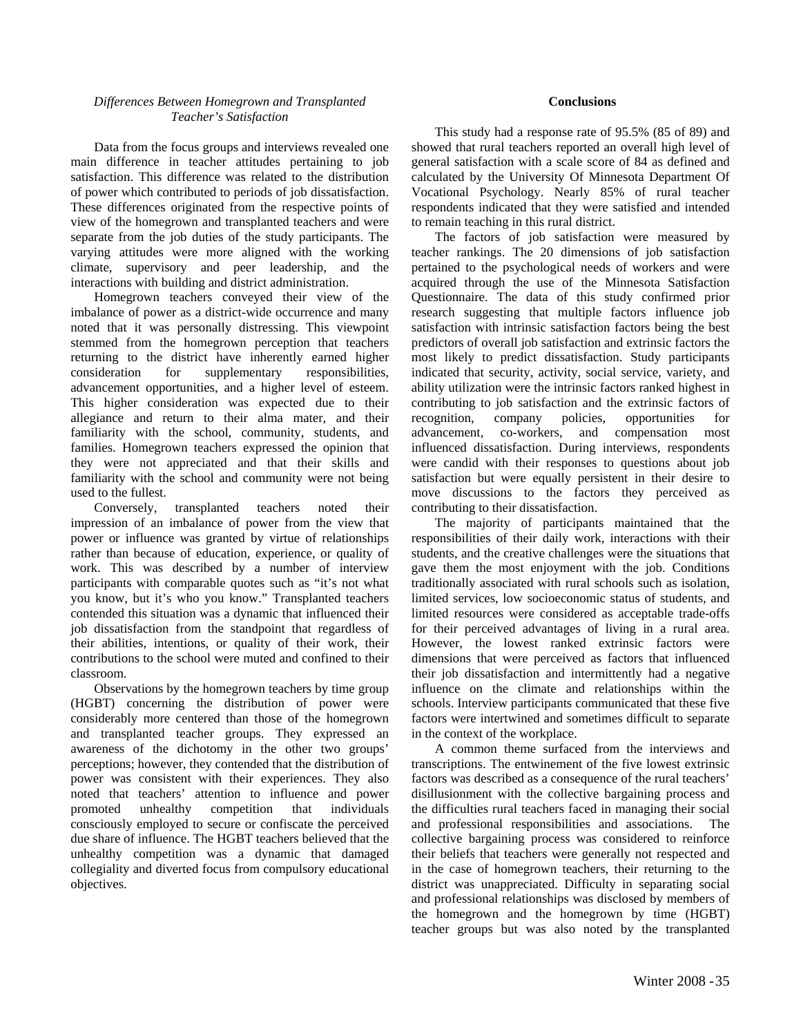### *Differences Between Homegrown and Transplanted Teacher's Satisfaction*

Data from the focus groups and interviews revealed one main difference in teacher attitudes pertaining to job satisfaction. This difference was related to the distribution of power which contributed to periods of job dissatisfaction. These differences originated from the respective points of view of the homegrown and transplanted teachers and were separate from the job duties of the study participants. The varying attitudes were more aligned with the working climate, supervisory and peer leadership, and the interactions with building and district administration.

Homegrown teachers conveyed their view of the imbalance of power as a district-wide occurrence and many noted that it was personally distressing. This viewpoint stemmed from the homegrown perception that teachers returning to the district have inherently earned higher consideration for supplementary responsibilities, advancement opportunities, and a higher level of esteem. This higher consideration was expected due to their allegiance and return to their alma mater, and their familiarity with the school, community, students, and families. Homegrown teachers expressed the opinion that they were not appreciated and that their skills and familiarity with the school and community were not being used to the fullest.

Conversely, transplanted teachers noted their impression of an imbalance of power from the view that power or influence was granted by virtue of relationships rather than because of education, experience, or quality of work. This was described by a number of interview participants with comparable quotes such as "it's not what you know, but it's who you know." Transplanted teachers contended this situation was a dynamic that influenced their job dissatisfaction from the standpoint that regardless of their abilities, intentions, or quality of their work, their contributions to the school were muted and confined to their classroom.

Observations by the homegrown teachers by time group (HGBT) concerning the distribution of power were considerably more centered than those of the homegrown and transplanted teacher groups. They expressed an awareness of the dichotomy in the other two groups' perceptions; however, they contended that the distribution of power was consistent with their experiences. They also noted that teachers' attention to influence and power promoted unhealthy competition that individuals consciously employed to secure or confiscate the perceived due share of influence. The HGBT teachers believed that the unhealthy competition was a dynamic that damaged collegiality and diverted focus from compulsory educational objectives.

## Conclusions

This study had a response rate of 95.5% (85 of 89) and showed that rural teachers reported an overall high level of general satisfaction with a scale score of 84 as defined and calculated by the University Of Minnesota Department Of Vocational Psychology. Nearly 85% of rural teacher respondents indicated that they were satisfied and intended to remain teaching in this rural district.

The factors of job satisfaction were measured by teacher rankings. The 20 dimensions of job satisfaction pertained to the psychological needs of workers and were acquired through the use of the Minnesota Satisfaction Questionnaire. The data of this study confirmed prior research suggesting that multiple factors influence job satisfaction with intrinsic satisfaction factors being the best predictors of overall job satisfaction and extrinsic factors the most likely to predict dissatisfaction. Study participants indicated that security, activity, social service, variety, and ability utilization were the intrinsic factors ranked highest in contributing to job satisfaction and the extrinsic factors of recognition, company policies, opportunities for advancement, co-workers, and compensation most influenced dissatisfaction. During interviews, respondents were candid with their responses to questions about job satisfaction but were equally persistent in their desire to move discussions to the factors they perceived as contributing to their dissatisfaction.

The majority of participants maintained that the responsibilities of their daily work, interactions with their students, and the creative challenges were the situations that gave them the most enjoyment with the job. Conditions traditionally associated with rural schools such as isolation, limited services, low socioeconomic status of students, and limited resources were considered as acceptable trade-offs for their perceived advantages of living in a rural area. However, the lowest ranked extrinsic factors were dimensions that were perceived as factors that influenced their job dissatisfaction and intermittently had a negative influence on the climate and relationships within the schools. Interview participants communicated that these five factors were intertwined and sometimes difficult to separate in the context of the workplace.

A common theme surfaced from the interviews and transcriptions. The entwinement of the five lowest extrinsic factors was described as a consequence of the rural teachers' disillusionment with the collective bargaining process and the difficulties rural teachers faced in managing their social and professional responsibilities and associations. The collective bargaining process was considered to reinforce their beliefs that teachers were generally not respected and in the case of homegrown teachers, their returning to the district was unappreciated. Difficulty in separating social and professional relationships was disclosed by members of the homegrown and the homegrown by time (HGBT) teacher groups but was also noted by the transplanted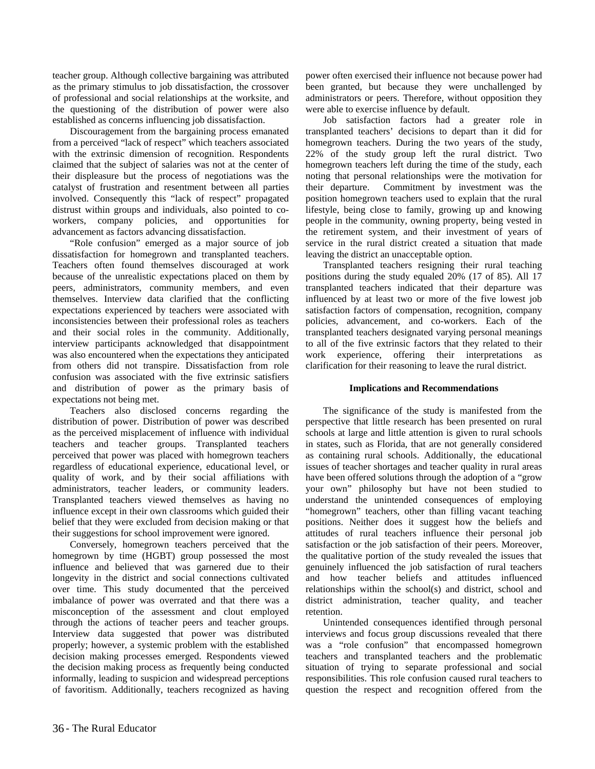teacher group. Although collective bargaining was attributed as the primary stimulus to job dissatisfaction, the crossover of professional and social relationships at the worksite, and the questioning of the distribution of power were also established as concerns influencing job dissatisfaction.

Discouragement from the bargaining process emanated from a perceived "lack of respect" which teachers associated with the extrinsic dimension of recognition. Respondents claimed that the subject of salaries was not at the center of their displeasure but the process of negotiations was the catalyst of frustration and resentment between all parties involved. Consequently this "lack of respect" propagated distrust within groups and individuals, also pointed to co-workers, company policies, and opportunities for advancement as factors advancing dissatisfaction.

"Role confusion" emerged as a major source of job dissatisfaction for homegrown and transplanted teachers. Teachers often found themselves discouraged at work because of the unrealistic expectations placed on them by peers, administrators, community members, and even themselves. Interview data clarified that the conflicting expectations experienced by teachers were associated with inconsistencies between their professional roles as teachers and their social roles in the community. Additionally, interview participants acknowledged that disappointment was also encountered when the expectations they anticipated from others did not transpire. Dissatisfaction from role confusion was associated with the five extrinsic satisfiers and distribution of power as the primary basis of expectations not being met.

Teachers also disclosed concerns regarding the distribution of power. Distribution of power was described as the perceived misplacement of influence with individual teachers and teacher groups. Transplanted teachers perceived that power was placed with homegrown teachers regardless of educational experience, educational level, or quality of work, and by their social affiliations with administrators, teacher leaders, or community leaders. Transplanted teachers viewed themselves as having no influence except in their own classrooms which guided their belief that they were excluded from decision making or that their suggestions for school improvement were ignored.

Conversely, homegrown teachers perceived that the homegrown by time (HGBT) group possessed the most influence and believed that was garnered due to their longevity in the district and social connections cultivated over time. This study documented that the perceived imbalance of power was overrated and that there was a misconception of the assessment and clout employed through the actions of teacher peers and teacher groups. Interview data suggested that power was distributed properly; however, a systemic problem with the established decision making processes emerged. Respondents viewed the decision making process as frequently being conducted informally, leading to suspicion and widespread perceptions of favoritism. Additionally, teachers recognized as having power often exercised their influence not because power had been granted, but because they were unchallenged by administrators or peers. Therefore, without opposition they were able to exercise influence by default.

Job satisfaction factors had a greater role in transplanted teachers' decisions to depart than it did for homegrown teachers. During the two years of the study, 22% of the study group left the rural district. Two homegrown teachers left during the time of the study, each noting that personal relationships were the motivation for their departure. Commitment by investment was the position homegrown teachers used to explain that the rural lifestyle, being close to family, growing up and knowing people in the community, owning property, being vested in the retirement system, and their investment of years of service in the rural district created a situation that made leaving the district an unacceptable option.

Transplanted teachers resigning their rural teaching positions during the study equaled 20% (17 of 85). All 17 transplanted teachers indicated that their departure was influenced by at least two or more of the five lowest job satisfaction factors of compensation, recognition, company policies, advancement, and co-workers. Each of the transplanted teachers designated varying personal meanings to all of the five extrinsic factors that they related to their work experience, offering their interpretations as clarification for their reasoning to leave the rural district.

## Implications and Recommendations

The significance of the study is manifested from the perspective that little research has been presented on rural schools at large and little attention is given to rural schools in states, such as Florida, that are not generally considered as containing rural schools. Additionally, the educational issues of teacher shortages and teacher quality in rural areas have been offered solutions through the adoption of a "grow your own" philosophy but have not been studied to understand the unintended consequences of employing "homegrown" teachers, other than filling vacant teaching positions. Neither does it suggest how the beliefs and attitudes of rural teachers influence their personal job satisfaction or the job satisfaction of their peers. Moreover, the qualitative portion of the study revealed the issues that genuinely influenced the job satisfaction of rural teachers and how teacher beliefs and attitudes influenced relationships within the school(s) and district, school and district administration, teacher quality, and teacher retention.

Unintended consequences identified through personal interviews and focus group discussions revealed that there was a "role confusion" that encompassed homegrown teachers and transplanted teachers and the problematic situation of trying to separate professional and social responsibilities. This role confusion caused rural teachers to question the respect and recognition offered from the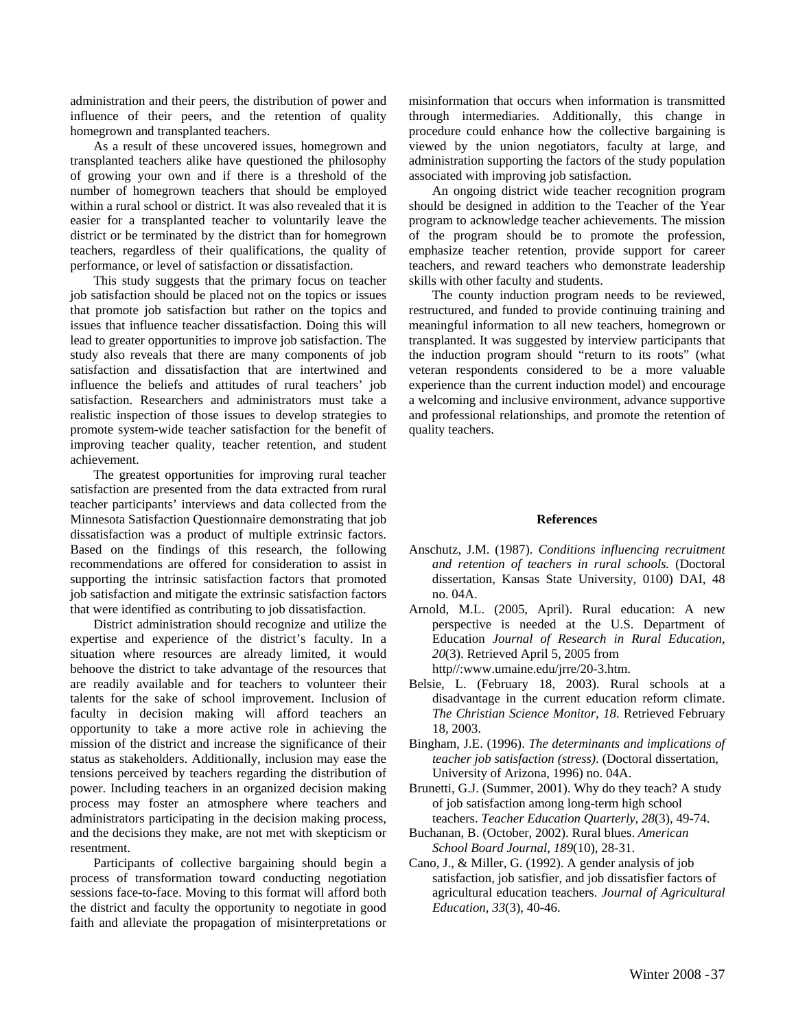administration and their peers, the distribution of power and influence of their peers, and the retention of quality homegrown and transplanted teachers.

As a result of these uncovered issues, homegrown and transplanted teachers alike have questioned the philosophy of growing your own and if there is a threshold of the number of homegrown teachers that should be employed within a rural school or district. It was also revealed that it is easier for a transplanted teacher to voluntarily leave the district or be terminated by the district than for homegrown teachers, regardless of their qualifications, the quality of performance, or level of satisfaction or dissatisfaction.

This study suggests that the primary focus on teacher job satisfaction should be placed not on the topics or issues that promote job satisfaction but rather on the topics and issues that influence teacher dissatisfaction. Doing this will lead to greater opportunities to improve job satisfaction. The study also reveals that there are many components of job satisfaction and dissatisfaction that are intertwined and influence the beliefs and attitudes of rural teachers' job satisfaction. Researchers and administrators must take a realistic inspection of those issues to develop strategies to promote system-wide teacher satisfaction for the benefit of improving teacher quality, teacher retention, and student achievement.

The greatest opportunities for improving rural teacher satisfaction are presented from the data extracted from rural teacher participants' interviews and data collected from the Minnesota Satisfaction Questionnaire demonstrating that job dissatisfaction was a product of multiple extrinsic factors. Based on the findings of this research, the following recommendations are offered for consideration to assist in supporting the intrinsic satisfaction factors that promoted job satisfaction and mitigate the extrinsic satisfaction factors that were identified as contributing to job dissatisfaction.

District administration should recognize and utilize the expertise and experience of the district's faculty. In a situation where resources are already limited, it would behoove the district to take advantage of the resources that are readily available and for teachers to volunteer their talents for the sake of school improvement. Inclusion of faculty in decision making will afford teachers an opportunity to take a more active role in achieving the mission of the district and increase the significance of their status as stakeholders. Additionally, inclusion may ease the tensions perceived by teachers regarding the distribution of power. Including teachers in an organized decision making process may foster an atmosphere where teachers and administrators participating in the decision making process, and the decisions they make, are not met with skepticism or resentment.

Participants of collective bargaining should begin a process of transformation toward conducting negotiation sessions face-to-face. Moving to this format will afford both the district and faculty the opportunity to negotiate in good faith and alleviate the propagation of misinterpretations or misinformation that occurs when information is transmitted through intermediaries. Additionally, this change in procedure could enhance how the collective bargaining is viewed by the union negotiators, faculty at large, and administration supporting the factors of the study population associated with improving job satisfaction.

An ongoing district wide teacher recognition program should be designed in addition to the Teacher of the Year program to acknowledge teacher achievements. The mission of the program should be to promote the profession, emphasize teacher retention, provide support for career teachers, and reward teachers who demonstrate leadership skills with other faculty and students.

The county induction program needs to be reviewed, restructured, and funded to provide continuing training and meaningful information to all new teachers, homegrown or transplanted. It was suggested by interview participants that the induction program should "return to its roots" (what veteran respondents considered to be a more valuable experience than the current induction model) and encourage a welcoming and inclusive environment, advance supportive and professional relationships, and promote the retention of quality teachers.

**References**

Anschutz, J.M. (1987). *Conditions influencing recruitment and retention of teachers in rural schools.* (Doctoral dissertation, Kansas State University, 0100) DAI, 48 no. 04A.

Arnold, M.L. (2005, April). Rural education: A new perspective is needed at the U.S. Department of Education *Journal of Research in Rural Education, 20*(3). Retrieved April 5, 2005 from http//:www.umaine.edu/jrre/20-3.htm.

Belsie, L. (February 18, 2003). Rural schools at a disadvantage in the current education reform climate. *The Christian Science Monitor, 18*. Retrieved February 18, 2003.

Bingham, J.E. (1996). *The determinants and implications of teacher job satisfaction (stress)*. (Doctoral dissertation, University of Arizona, 1996) no. 04A.

Brunetti, G.J. (Summer, 2001). Why do they teach? A study of job satisfaction among long-term high school teachers. *Teacher Education Quarterly, 28*(3), 49-74.

Buchanan, B. (October, 2002). Rural blues. *American School Board Journal, 189*(10), 28-31.

Cano, J., & Miller, G. (1992). A gender analysis of job satisfaction, job satisfier, and job dissatisfier factors of agricultural education teachers. *Journal of Agricultural Education, 33*(3), 40-46.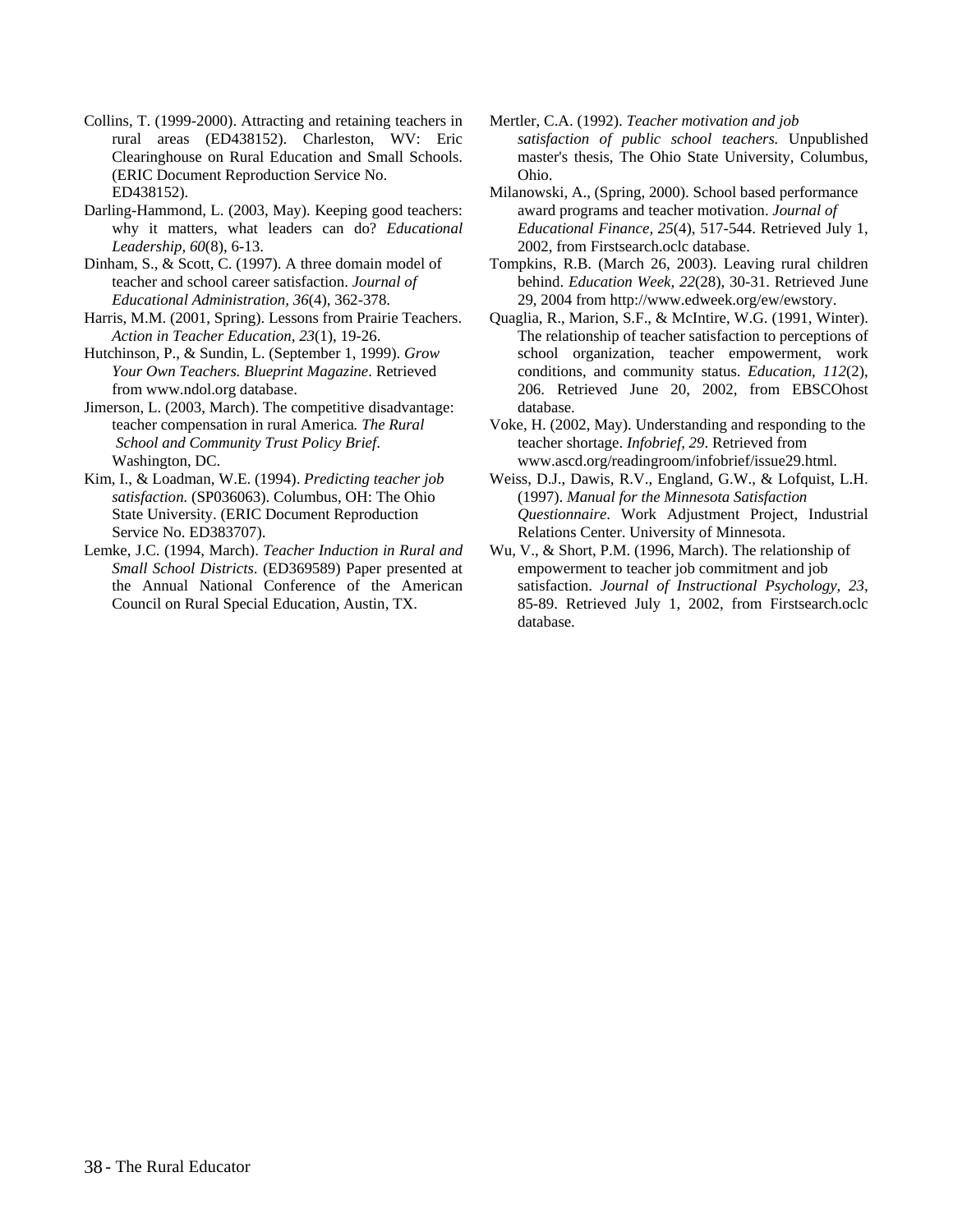Collins, T. (1999-2000). Attracting and retaining teachers in rural areas (ED438152). Charleston, WV: Eric Clearinghouse on Rural Education and Small Schools. (ERIC Document Reproduction Service No. ED438152).

Darling-Hammond, L. (2003, May). Keeping good teachers: why it matters, what leaders can do? *Educational Leadership, 60*(8), 6-13.

Dinham, S., & Scott, C. (1997). A three domain model of teacher and school career satisfaction. *Journal of Educational Administration, 36*(4), 362-378.

Harris, M.M. (2001, Spring). Lessons from Prairie Teachers. *Action in Teacher Education, 23*(1), 19-26.

Hutchinson, P., & Sundin, L. (September 1, 1999). *Grow Your Own Teachers. Blueprint Magazine*. Retrieved from www.ndol.org database.

Jimerson, L. (2003, March). The competitive disadvantage: teacher compensation in rural America*. The Rural School and Community Trust Policy Brief*. Washington, DC.

Kim, I., & Loadman, W.E. (1994). *Predicting teacher job satisfaction.* (SP036063). Columbus, OH: The Ohio State University. (ERIC Document Reproduction Service No. ED383707).

Lemke, J.C. (1994, March). *Teacher Induction in Rural and Small School Districts*. (ED369589) Paper presented at the Annual National Conference of the American Council on Rural Special Education, Austin, TX.

Mertler, C.A. (1992). *Teacher motivation and job satisfaction of public school teachers.* Unpublished master's thesis, The Ohio State University, Columbus, Ohio.

Milanowski, A., (Spring, 2000). School based performance award programs and teacher motivation. *Journal of Educational Finance, 25*(4), 517-544. Retrieved July 1, 2002, from Firstsearch.oclc database.

Tompkins, R.B. (March 26, 2003). Leaving rural children behind. *Education Week, 22*(28), 30-31. Retrieved June 29, 2004 from http://www.edweek.org/ew/ewstory.

Quaglia, R., Marion, S.F., & McIntire, W.G. (1991, Winter). The relationship of teacher satisfaction to perceptions of school organization, teacher empowerment, work conditions, and community status. *Education, 112*(2), 206. Retrieved June 20, 2002, from EBSCOhost database.

Voke, H. (2002, May). Understanding and responding to the teacher shortage. *Infobrief, 29*. Retrieved from www.ascd.org/readingroom/infobrief/issue29.html.

Weiss, D.J., Dawis, R.V., England, G.W., & Lofquist, L.H. (1997). *Manual for the Minnesota Satisfaction Questionnaire*. Work Adjustment Project, Industrial Relations Center. University of Minnesota.

Wu, V., & Short, P.M. (1996, March). The relationship of empowerment to teacher job commitment and job satisfaction. *Journal of Instructional Psychology, 23*, 85-89. Retrieved July 1, 2002, from Firstsearch.oclc database.